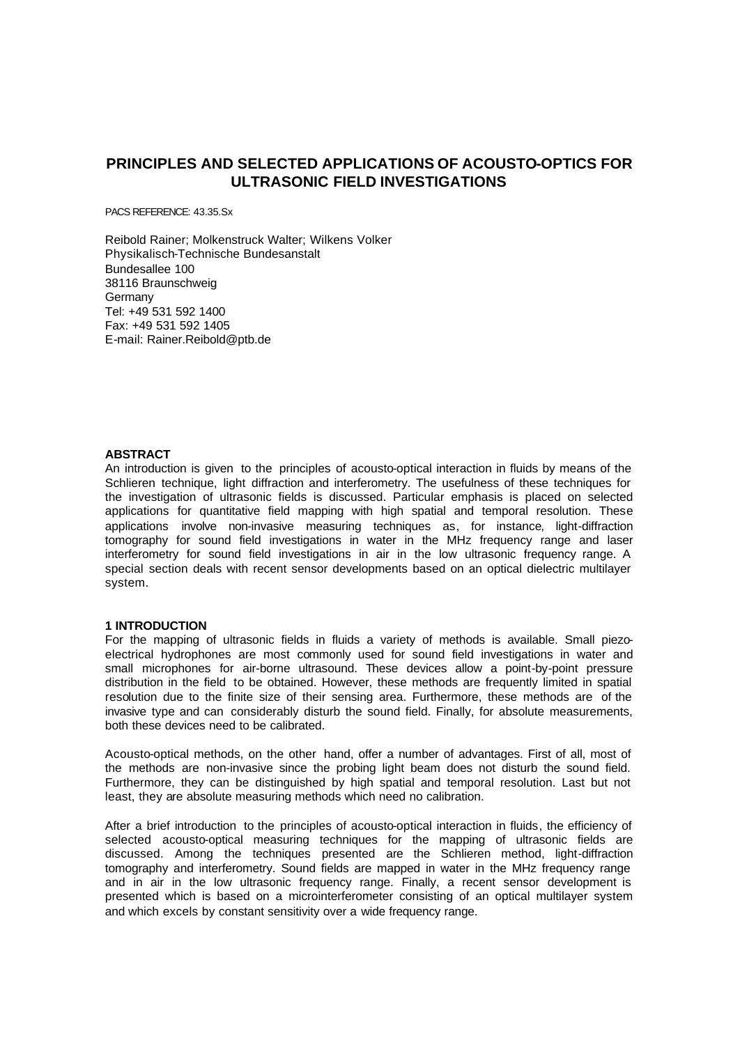# PRINCIPLES AND SELECTED APPLICATIONS OF ACOUSTO-OPTICS FOR ULTRASONIC FIELD INVESTIGATIONS

PACS REFERENCE: 43.35.Sx

Reibold Rainer; Molkenstruck Walter; Wilkens Volker
Physikalisch-Technische Bundesanstalt
Bundesallee 100
38116 Braunschweig
Germany
Tel: +49 531 592 1400
Fax: +49 531 592 1405
E-mail: Rainer.Reibold@ptb.de

## ABSTRACT

An introduction is given to the principles of acousto-optical interaction in fluids by means of the Schlieren technique, light diffraction and interferometry. The usefulness of these techniques for the investigation of ultrasonic fields is discussed. Particular emphasis is placed on selected applications for quantitative field mapping with high spatial and temporal resolution. These applications involve non-invasive measuring techniques as, for instance, light-diffraction tomography for sound field investigations in water in the MHz frequency range and laser interferometry for sound field investigations in air in the low ultrasonic frequency range. A special section deals with recent sensor developments based on an optical dielectric multilayer system.

## 1 INTRODUCTION

For the mapping of ultrasonic fields in fluids a variety of methods is available. Small piezo-electrical hydrophones are most commonly used for sound field investigations in water and small microphones for air-borne ultrasound. These devices allow a point-by-point pressure distribution in the field to be obtained. However, these methods are frequently limited in spatial resolution due to the finite size of their sensing area. Furthermore, these methods are of the invasive type and can considerably disturb the sound field. Finally, for absolute measurements, both these devices need to be calibrated.

Acousto-optical methods, on the other hand, offer a number of advantages. First of all, most of the methods are non-invasive since the probing light beam does not disturb the sound field. Furthermore, they can be distinguished by high spatial and temporal resolution. Last but not least, they are absolute measuring methods which need no calibration.

After a brief introduction to the principles of acousto-optical interaction in fluids, the efficiency of selected acousto-optical measuring techniques for the mapping of ultrasonic fields are discussed. Among the techniques presented are the Schlieren method, light-diffraction tomography and interferometry. Sound fields are mapped in water in the MHz frequency range and in air in the low ultrasonic frequency range. Finally, a recent sensor development is presented which is based on a microinterferometer consisting of an optical multilayer system and which excels by constant sensitivity over a wide frequency range.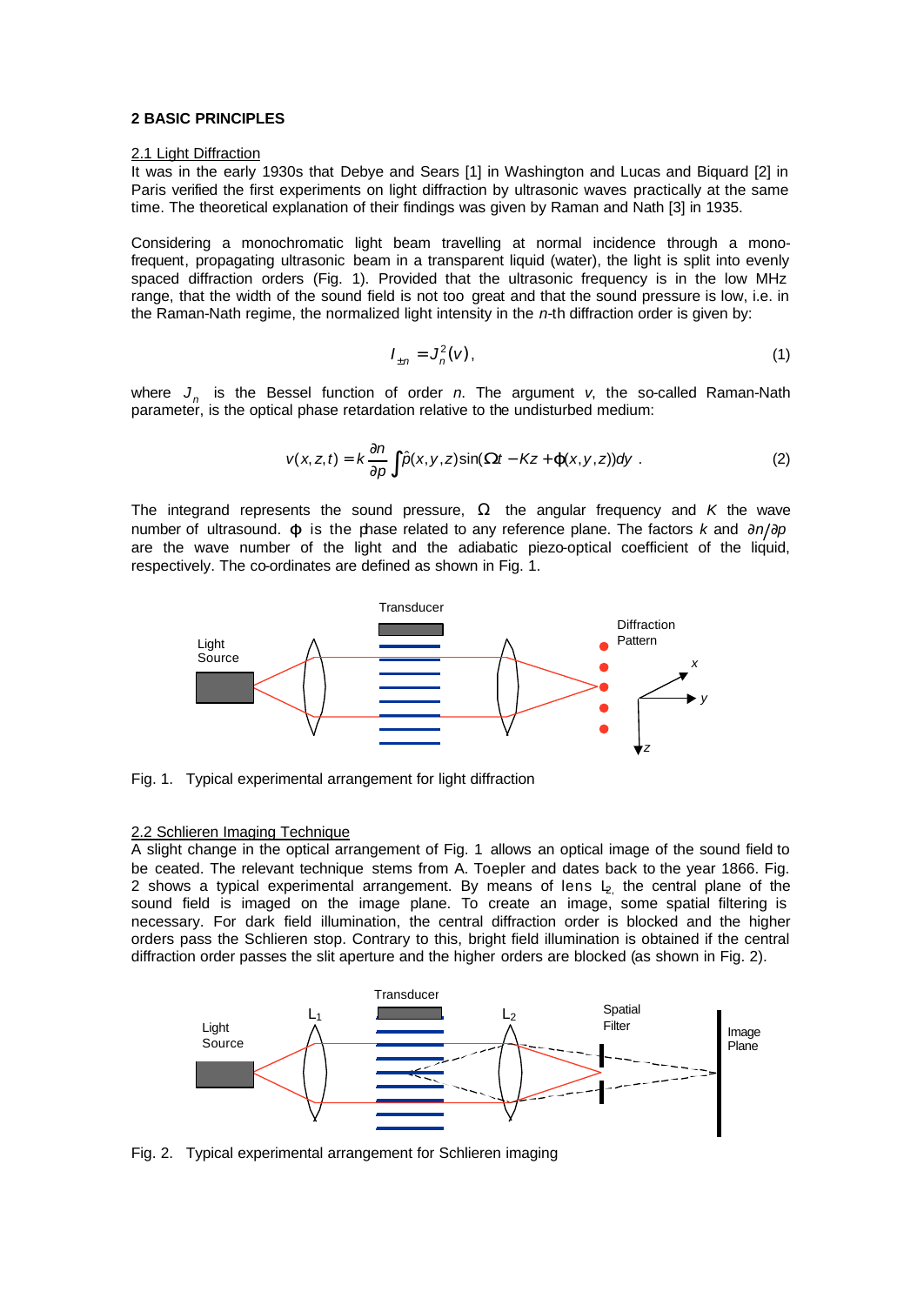## 2 BASIC PRINCIPLES

### 2.1 Light Diffraction

It was in the early 1930s that Debye and Sears [1] in Washington and Lucas and Biquard [2] in Paris verified the first experiments on light diffraction by ultrasonic waves practically at the same time. The theoretical explanation of their findings was given by Raman and Nath [3] in 1935.

Considering a monochromatic light beam travelling at normal incidence through a mono-frequent, propagating ultrasonic beam in a transparent liquid (water), the light is split into evenly spaced diffraction orders (Fig. 1). Provided that the ultrasonic frequency is in the low MHz range, that the width of the sound field is not too great and that the sound pressure is low, i.e. in the Raman-Nath regime, the normalized light intensity in the *n*-th diffraction order is given by:

$$I_{\pm n} = J_n^2(v)\,, \tag{1}$$

where $J_n$ is the Bessel function of order *n*. The argument *v*, the so-called Raman-Nath parameter, is the optical phase retardation relative to the undisturbed medium:

$$v(x,z,t) = k\frac{\partial n}{\partial p}\int \hat{p}(x,y,z)\sin(\Omega t - Kz + \varphi(x,y,z))dy\ . \tag{2}$$

The integrand represents the sound pressure, $\Omega$ the angular frequency and $K$ the wave number of ultrasound. $\varphi$ is the phase related to any reference plane. The factors $k$ and $\partial n/\partial p$ are the wave number of the light and the adiabatic piezo-optical coefficient of the liquid, respectively. The co-ordinates are defined as shown in Fig. 1.

Fig. 1. Typical experimental arrangement for light diffraction

### 2.2 Schlieren Imaging Technique

A slight change in the optical arrangement of Fig. 1 allows an optical image of the sound field to be ceated. The relevant technique stems from A. Toepler and dates back to the year 1866. Fig. 2 shows a typical experimental arrangement. By means of lens $L_2$, the central plane of the sound field is imaged on the image plane. To create an image, some spatial filtering is necessary. For dark field illumination, the central diffraction order is blocked and the higher orders pass the Schlieren stop. Contrary to this, bright field illumination is obtained if the central diffraction order passes the slit aperture and the higher orders are blocked (as shown in Fig. 2).

Fig. 2. Typical experimental arrangement for Schlieren imaging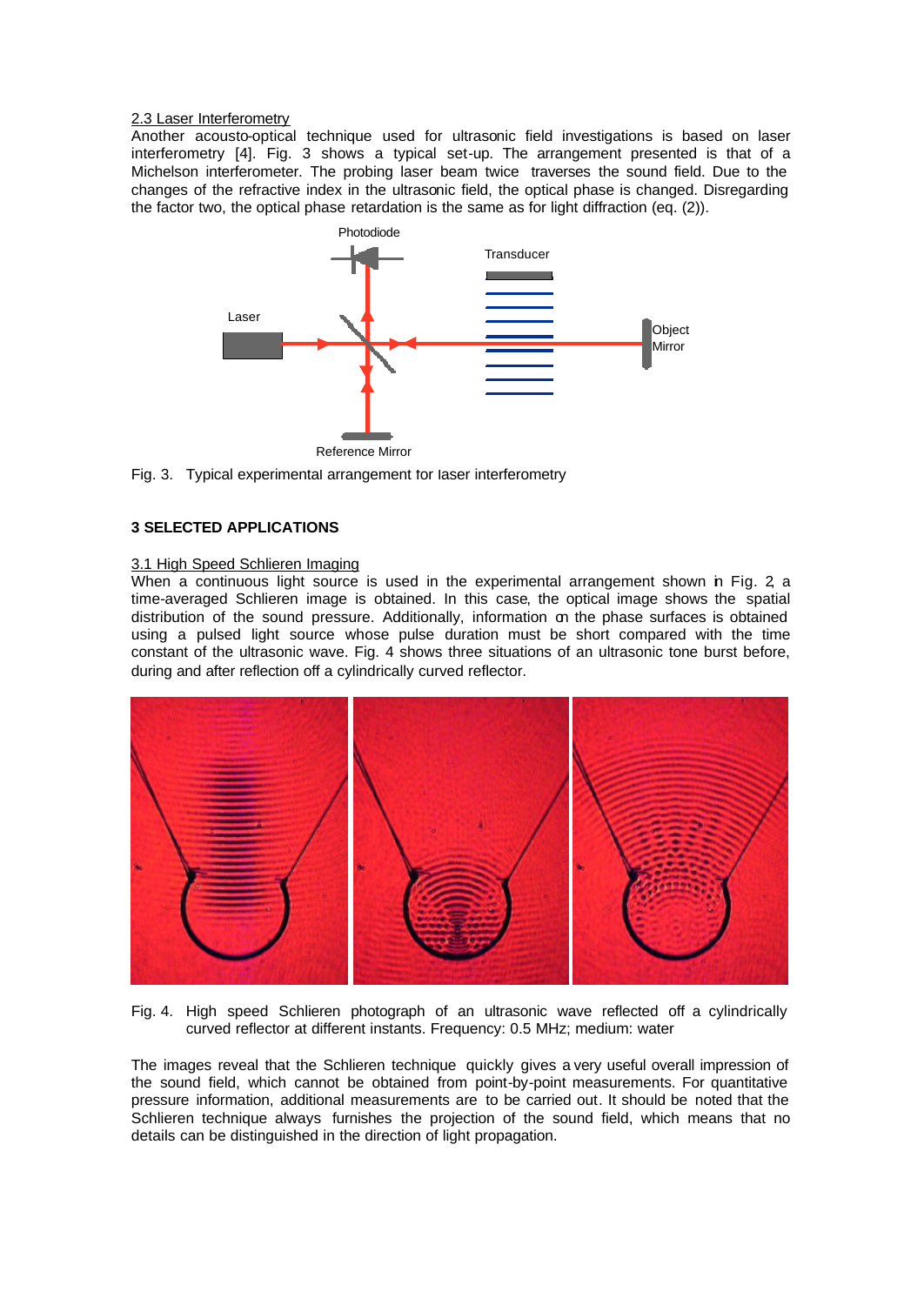2.3 Laser Interferometry

Another acousto-optical technique used for ultrasonic field investigations is based on laser interferometry [4]. Fig. 3 shows a typical set-up. The arrangement presented is that of a Michelson interferometer. The probing laser beam twice traverses the sound field. Due to the changes of the refractive index in the ultrasonic field, the optical phase is changed. Disregarding the factor two, the optical phase retardation is the same as for light diffraction (eq. (2)).

Fig. 3. Typical experimental arrangement for laser interferometry

## 3 SELECTED APPLICATIONS

3.1 High Speed Schlieren Imaging

When a continuous light source is used in the experimental arrangement shown in Fig. 2, a time-averaged Schlieren image is obtained. In this case, the optical image shows the spatial distribution of the sound pressure. Additionally, information on the phase surfaces is obtained using a pulsed light source whose pulse duration must be short compared with the time constant of the ultrasonic wave. Fig. 4 shows three situations of an ultrasonic tone burst before, during and after reflection off a cylindrically curved reflector.

Fig. 4. High speed Schlieren photograph of an ultrasonic wave reflected off a cylindrically curved reflector at different instants. Frequency: 0.5 MHz; medium: water

The images reveal that the Schlieren technique quickly gives a very useful overall impression of the sound field, which cannot be obtained from point-by-point measurements. For quantitative pressure information, additional measurements are to be carried out. It should be noted that the Schlieren technique always furnishes the projection of the sound field, which means that no details can be distinguished in the direction of light propagation.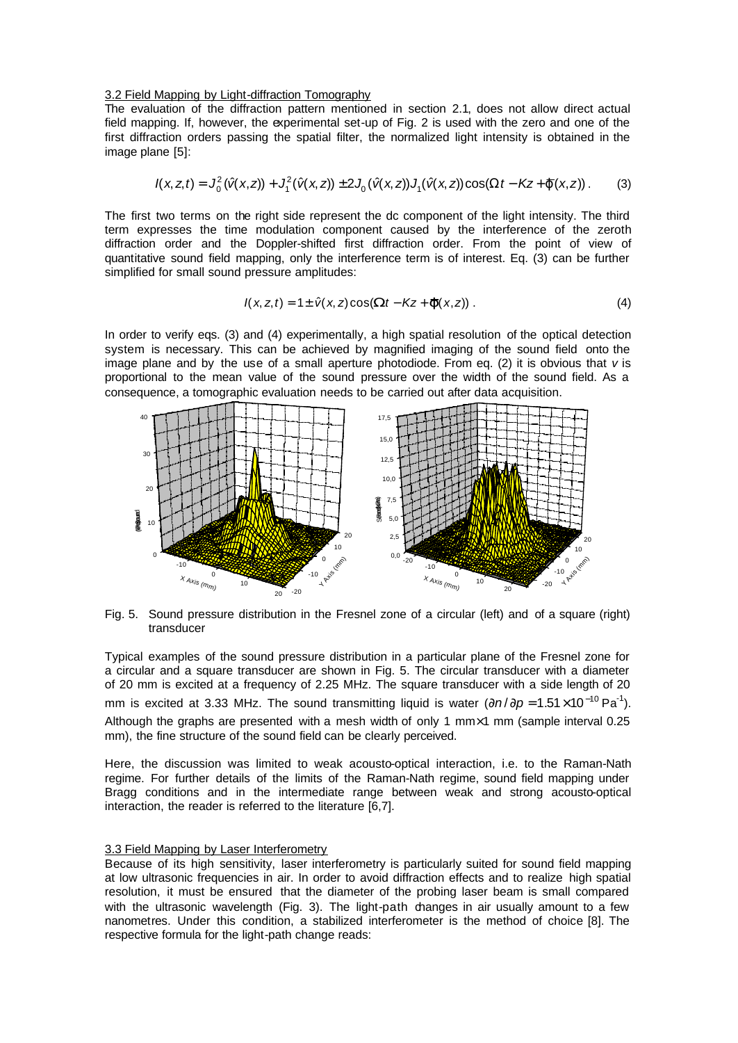### 3.2 Field Mapping by Light-diffraction Tomography

The evaluation of the diffraction pattern mentioned in section 2.1, does not allow direct actual field mapping. If, however, the experimental set-up of Fig. 2 is used with the zero and one of the first diffraction orders passing the spatial filter, the normalized light intensity is obtained in the image plane [5]:

$$I(x,z,t) = J_0^2(\hat{v}(x,z)) + J_1^2(\hat{v}(x,z)) \pm 2J_0(\hat{v}(x,z))J_1(\hat{v}(x,z))\cos(\Omega t - Kz + \varphi(x,z)) \,. \tag{3}$$

The first two terms on the right side represent the dc component of the light intensity. The third term expresses the time modulation component caused by the interference of the zeroth diffraction order and the Doppler-shifted first diffraction order. From the point of view of quantitative sound field mapping, only the interference term is of interest. Eq. (3) can be further simplified for small sound pressure amplitudes:

$$I(x,z,t) = 1 \pm \hat{v}(x,z)\cos(\Omega t - Kz + \varphi(x,z)) \,. \tag{4}$$

In order to verify eqs. (3) and (4) experimentally, a high spatial resolution of the optical detection system is necessary. This can be achieved by magnified imaging of the sound field onto the image plane and by the use of a small aperture photodiode. From eq. (2) it is obvious that $v$ is proportional to the mean value of the sound pressure over the width of the sound field. As a consequence, a tomographic evaluation needs to be carried out after data acquisition.

Fig. 5. Sound pressure distribution in the Fresnel zone of a circular (left) and of a square (right) transducer

Typical examples of the sound pressure distribution in a particular plane of the Fresnel zone for a circular and a square transducer are shown in Fig. 5. The circular transducer with a diameter of 20 mm is excited at a frequency of 2.25 MHz. The square transducer with a side length of 20 mm is excited at 3.33 MHz. The sound transmitting liquid is water ($\partial n / \partial p = 1.51 \times 10^{-10}\,\text{Pa}^{-1}$). Although the graphs are presented with a mesh width of only 1 mm×1 mm (sample interval 0.25 mm), the fine structure of the sound field can be clearly perceived.

Here, the discussion was limited to weak acousto-optical interaction, i.e. to the Raman-Nath regime. For further details of the limits of the Raman-Nath regime, sound field mapping under Bragg conditions and in the intermediate range between weak and strong acousto-optical interaction, the reader is referred to the literature [6,7].

### 3.3 Field Mapping by Laser Interferometry

Because of its high sensitivity, laser interferometry is particularly suited for sound field mapping at low ultrasonic frequencies in air. In order to avoid diffraction effects and to realize high spatial resolution, it must be ensured that the diameter of the probing laser beam is small compared with the ultrasonic wavelength (Fig. 3). The light-path changes in air usually amount to a few nanometres. Under this condition, a stabilized interferometer is the method of choice [8]. The respective formula for the light-path change reads: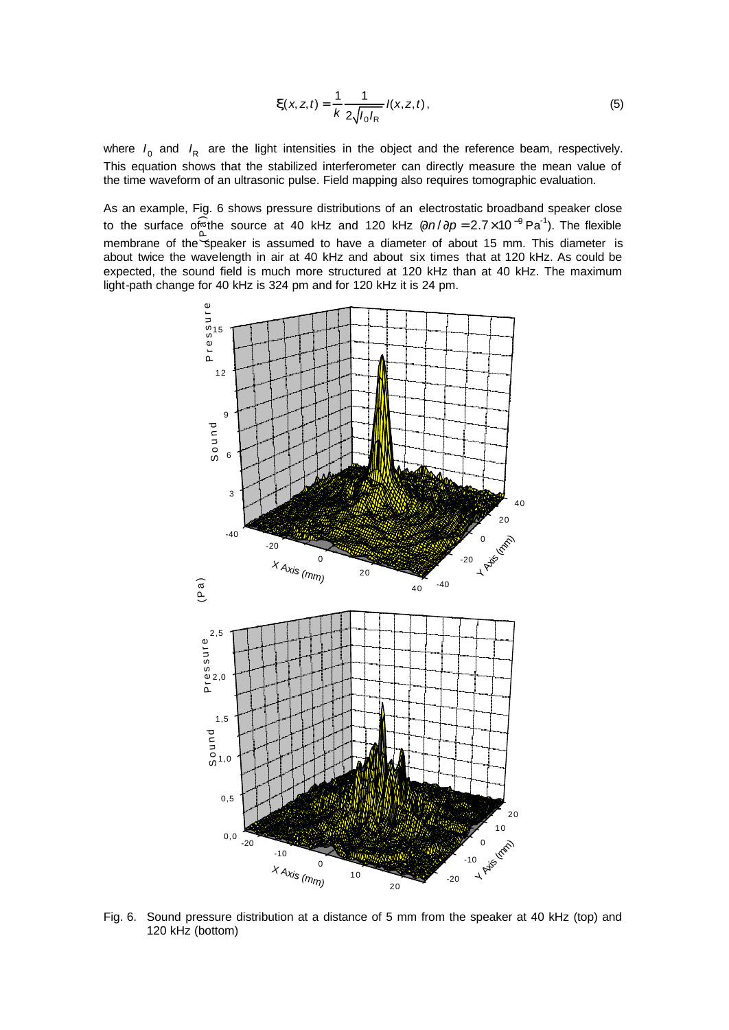$$\xi(x,z,t) = \frac{1}{k}\frac{1}{2\sqrt{I_0 I_R}} I(x,z,t), \tag{5}$$

where $I_0$ and $I_R$ are the light intensities in the object and the reference beam, respectively. This equation shows that the stabilized interferometer can directly measure the mean value of the time waveform of an ultrasonic pulse. Field mapping also requires tomographic evaluation.

As an example, Fig. 6 shows pressure distributions of an electrostatic broadband speaker close to the surface of the source at 40 kHz and 120 kHz ($\partial n / \partial p = 2.7 \times 10^{-9}\,\mathrm{Pa}^{-1}$). The flexible membrane of the speaker is assumed to have a diameter of about 15 mm. This diameter is about twice the wavelength in air at 40 kHz and about six times that at 120 kHz. As could be expected, the sound field is much more structured at 120 kHz than at 40 kHz. The maximum light-path change for 40 kHz is 324 pm and for 120 kHz it is 24 pm.

Fig. 6. Sound pressure distribution at a distance of 5 mm from the speaker at 40 kHz (top) and 120 kHz (bottom)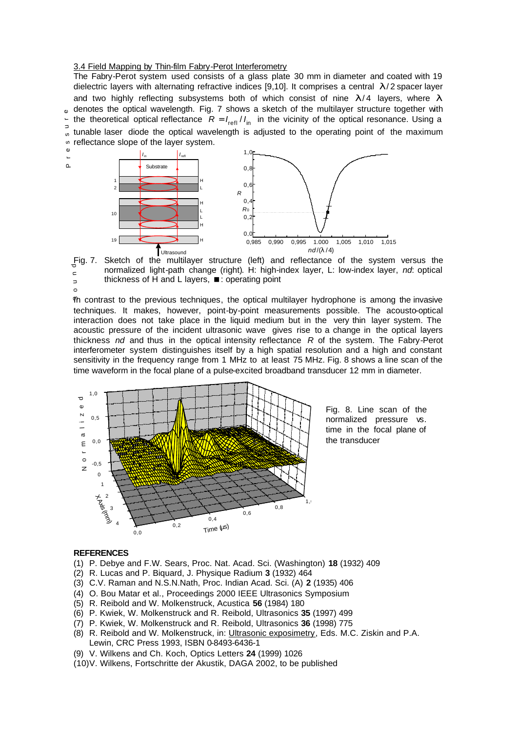3.4 Field Mapping by Thin-film Fabry-Perot Interferometry

The Fabry-Perot system used consists of a glass plate 30 mm in diameter and coated with 19 dielectric layers with alternating refractive indices [9,10]. It comprises a central $\lambda/2$ spacer layer and two highly reflecting subsystems both of which consist of nine $\lambda/4$ layers, where $\lambda$ denotes the optical wavelength. Fig. 7 shows a sketch of the multilayer structure together with the theoretical optical reflectance $R = I_{refl}/I_{in}$ in the vicinity of the optical resonance. Using a tunable laser diode the optical wavelength is adjusted to the operating point of the maximum reflectance slope of the layer system.

$I_{in}$
$I_{refl}$
Substrate
1
2
10
19
H
L
H
L
L
H
H
Ultrasound

1,0
0,8
0,6
R
0,4
$R_0$
0,2
0,0
0,985 0,990 0,995 1.000 1,005 1,010 1,015
$nd/(\lambda/4)$

Fig. 7. Sketch of the multilayer structure (left) and reflectance of the system versus the normalized light-path change (right). H: high-index layer, L: low-index layer, *nd*: optical thickness of H and L layers, ■: operating point

In contrast to the previous techniques, the optical multilayer hydrophone is among the invasive techniques. It makes, however, point-by-point measurements possible. The acousto-optical interaction does not take place in the liquid medium but in the very thin layer system. The acoustic pressure of the incident ultrasonic wave gives rise to a change in the optical layers thickness *nd* and thus in the optical intensity reflectance *R* of the system. The Fabry-Perot interferometer system distinguishes itself by a high spatial resolution and a high and constant sensitivity in the frequency range from 1 MHz to at least 75 MHz. Fig. 8 shows a line scan of the time waveform in the focal plane of a pulse-excited broadband transducer 12 mm in diameter.

Normalized Pressure
1,0
0,5
0,0
-0,5
0
1
2
3
4
X-Axis (mm)
0,0
0,2
0,4
0,6
0,8
1,0
Time (µs)

Fig. 8. Line scan of the normalized pressure vs. time in the focal plane of the transducer

**REFERENCES**

(1) P. Debye and F.W. Sears, Proc. Nat. Acad. Sci. (Washington) **18** (1932) 409
(2) R. Lucas and P. Biquard, J. Physique Radium **3** (1932) 464
(3) C.V. Raman and N.S.N.Nath, Proc. Indian Acad. Sci. (A) **2** (1935) 406
(4) O. Bou Matar et al., Proceedings 2000 IEEE Ultrasonics Symposium
(5) R. Reibold and W. Molkenstruck, Acustica **56** (1984) 180
(6) P. Kwiek, W. Molkenstruck and R. Reibold, Ultrasonics **35** (1997) 499
(7) P. Kwiek, W. Molkenstruck and R. Reibold, Ultrasonics **36** (1998) 775
(8) R. Reibold and W. Molkenstruck, in: Ultrasonic exposimetry, Eds. M.C. Ziskin and P.A. Lewin, CRC Press 1993, ISBN 0-8493-6436-1
(9) V. Wilkens and Ch. Koch, Optics Letters **24** (1999) 1026
(10) V. Wilkens, Fortschritte der Akustik, DAGA 2002, to be published